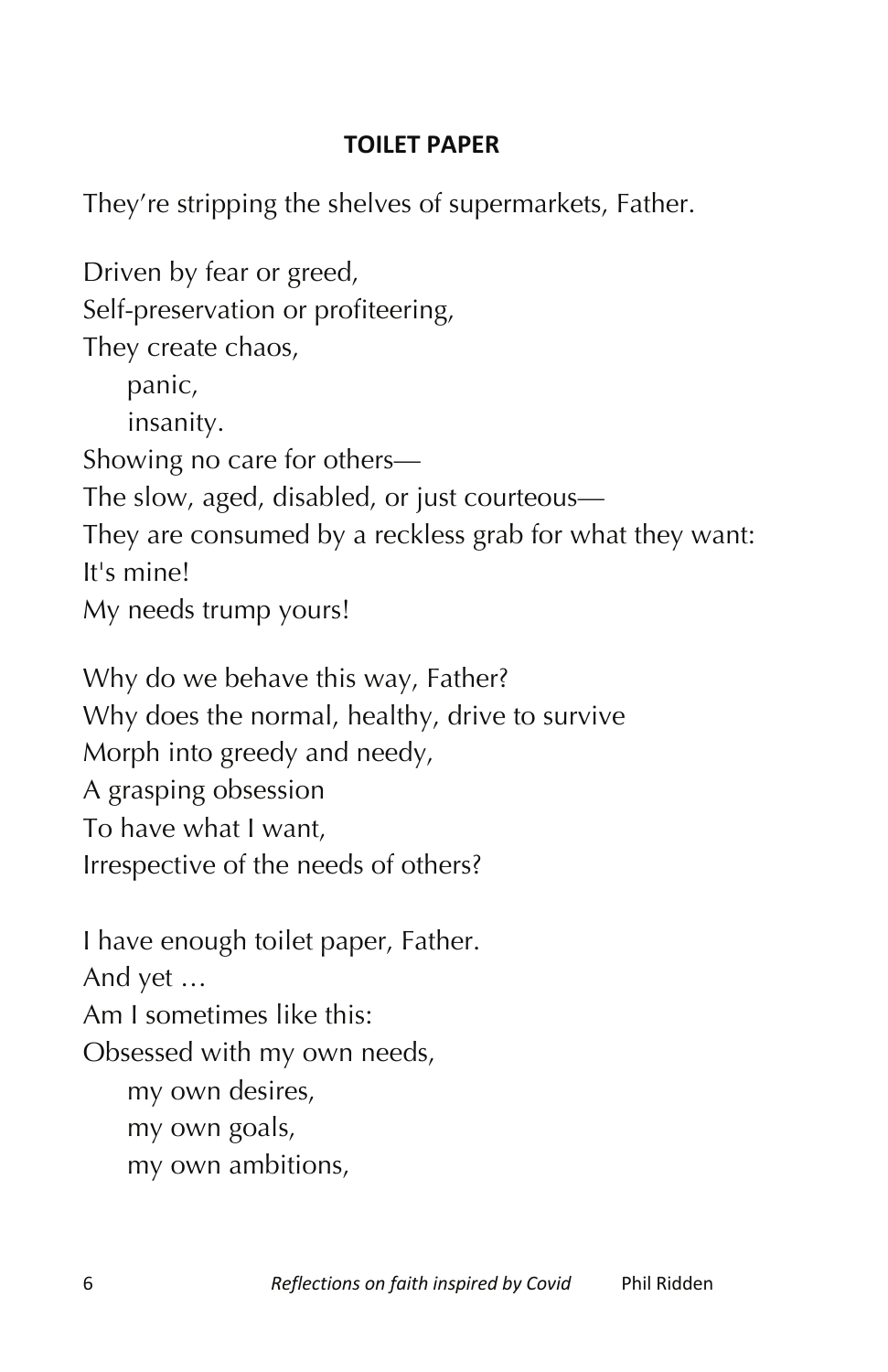# TOILET PAPER

They're stripping the shelves of supermarkets, Father.

Driven by fear or greed,
Self-preservation or profiteering,
They create chaos,
&nbsp;&nbsp;&nbsp;&nbsp;panic,
&nbsp;&nbsp;&nbsp;&nbsp;insanity.
Showing no care for others—
The slow, aged, disabled, or just courteous—
They are consumed by a reckless grab for what they want:
It's mine!
My needs trump yours!

Why do we behave this way, Father?
Why does the normal, healthy, drive to survive
Morph into greedy and needy,
A grasping obsession
To have what I want,
Irrespective of the needs of others?

I have enough toilet paper, Father.
And yet …
Am I sometimes like this:
Obsessed with my own needs,
&nbsp;&nbsp;&nbsp;&nbsp;my own desires,
&nbsp;&nbsp;&nbsp;&nbsp;my own goals,
&nbsp;&nbsp;&nbsp;&nbsp;my own ambitions,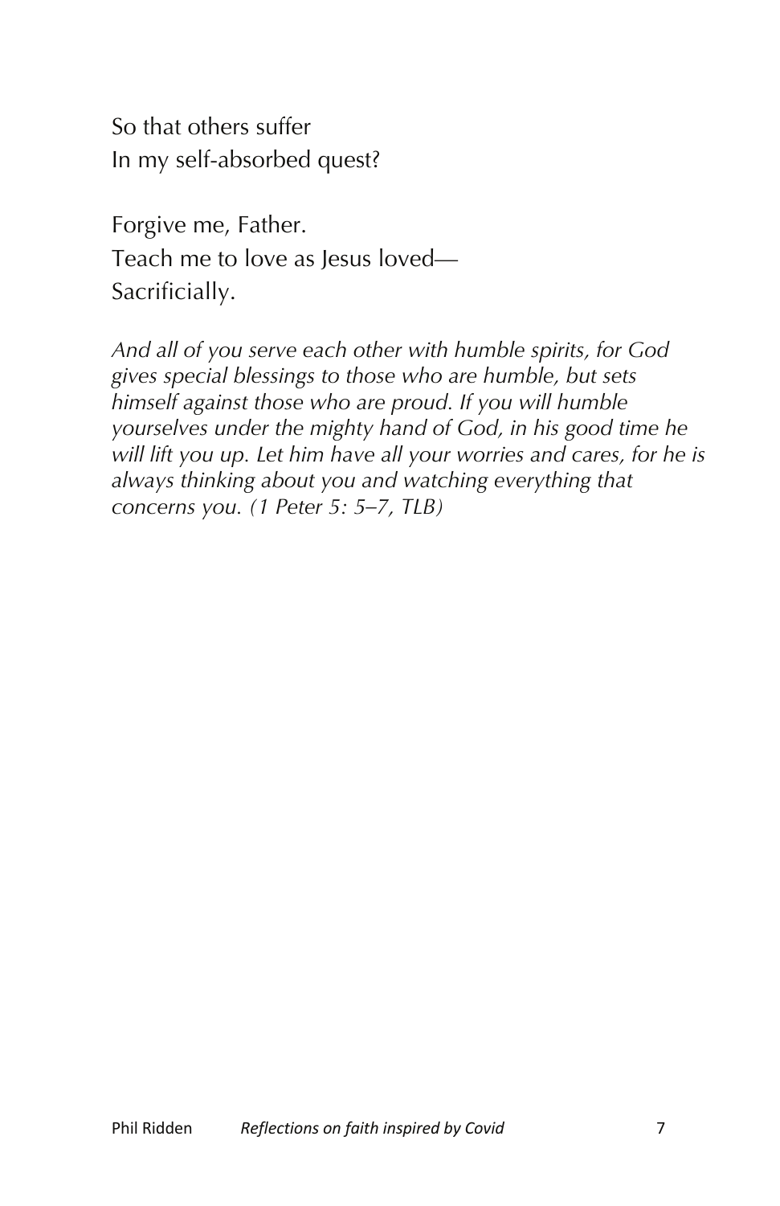So that others suffer
In my self-absorbed quest?

Forgive me, Father.
Teach me to love as Jesus loved—
Sacrificially.

*And all of you serve each other with humble spirits, for God gives special blessings to those who are humble, but sets himself against those who are proud. If you will humble yourselves under the mighty hand of God, in his good time he will lift you up. Let him have all your worries and cares, for he is always thinking about you and watching everything that concerns you. (1 Peter 5: 5–7, TLB)*